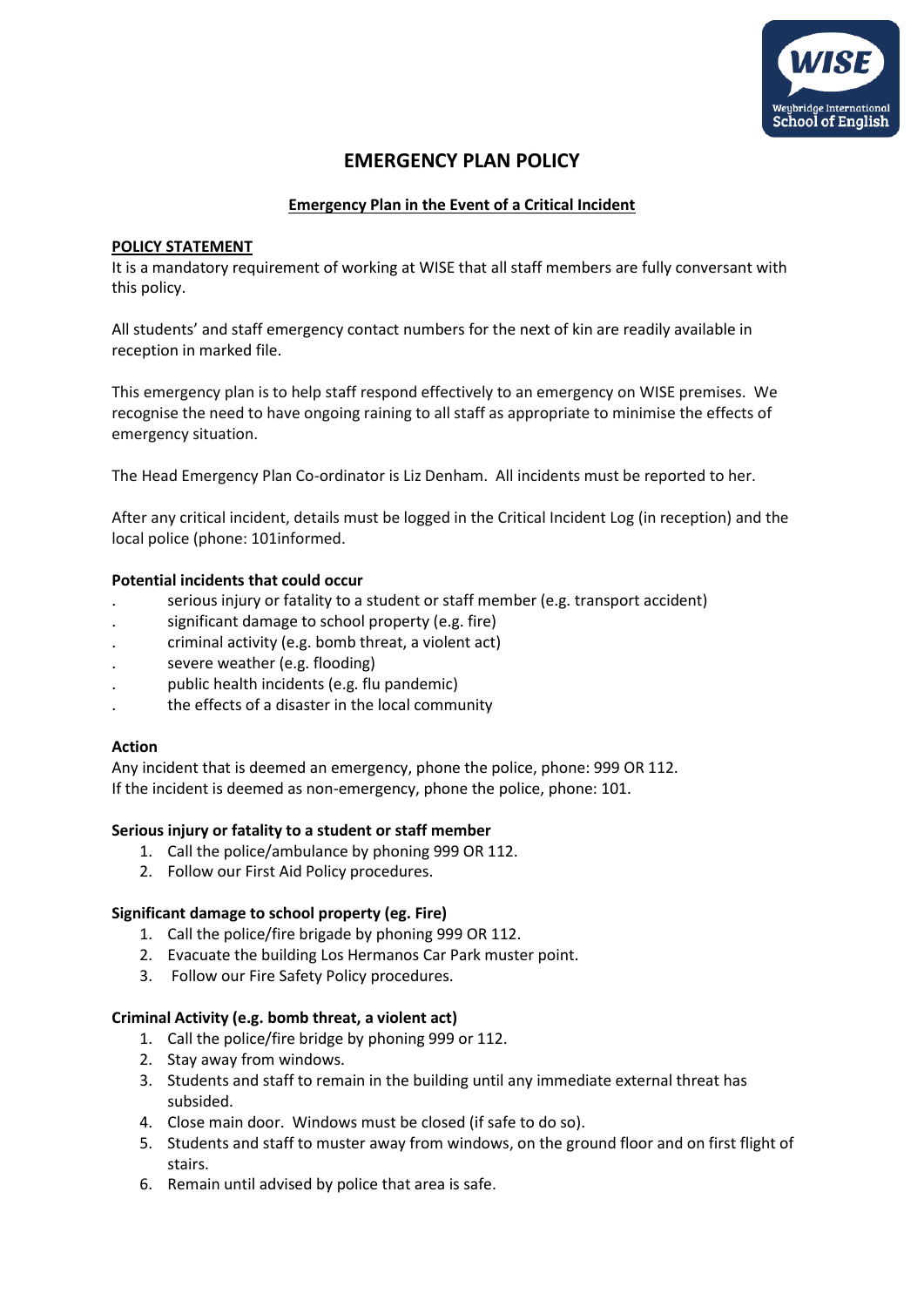# EMERGENCY PLAN POLICY

**Emergency Plan in the Event of a Critical Incident**

**POLICY STATEMENT**

It is a mandatory requirement of working at WISE that all staff members are fully conversant with this policy.

All students' and staff emergency contact numbers for the next of kin are readily available in reception in marked file.

This emergency plan is to help staff respond effectively to an emergency on WISE premises. We recognise the need to have ongoing raining to all staff as appropriate to minimise the effects of emergency situation.

The Head Emergency Plan Co-ordinator is Liz Denham. All incidents must be reported to her.

After any critical incident, details must be logged in the Critical Incident Log (in reception) and the local police (phone: 101informed.

**Potential incidents that could occur**

- serious injury or fatality to a student or staff member (e.g. transport accident)
- significant damage to school property (e.g. fire)
- criminal activity (e.g. bomb threat, a violent act)
- severe weather (e.g. flooding)
- public health incidents (e.g. flu pandemic)
- the effects of a disaster in the local community

**Action**

Any incident that is deemed an emergency, phone the police, phone: 999 OR 112.
If the incident is deemed as non-emergency, phone the police, phone: 101.

**Serious injury or fatality to a student or staff member**

1. Call the police/ambulance by phoning 999 OR 112.
2. Follow our First Aid Policy procedures.

**Significant damage to school property (eg. Fire)**

1. Call the police/fire brigade by phoning 999 OR 112.
2. Evacuate the building Los Hermanos Car Park muster point.
3. Follow our Fire Safety Policy procedures.

**Criminal Activity (e.g. bomb threat, a violent act)**

1. Call the police/fire bridge by phoning 999 or 112.
2. Stay away from windows.
3. Students and staff to remain in the building until any immediate external threat has subsided.
4. Close main door. Windows must be closed (if safe to do so).
5. Students and staff to muster away from windows, on the ground floor and on first flight of stairs.
6. Remain until advised by police that area is safe.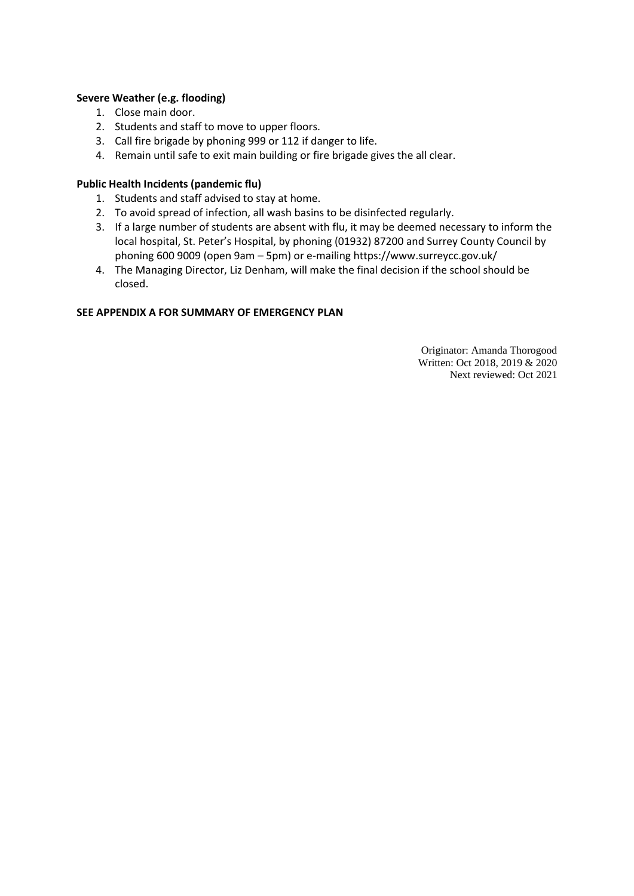**Severe Weather (e.g. flooding)**

1. Close main door.
2. Students and staff to move to upper floors.
3. Call fire brigade by phoning 999 or 112 if danger to life.
4. Remain until safe to exit main building or fire brigade gives the all clear.

**Public Health Incidents (pandemic flu)**

1. Students and staff advised to stay at home.
2. To avoid spread of infection, all wash basins to be disinfected regularly.
3. If a large number of students are absent with flu, it may be deemed necessary to inform the local hospital, St. Peter's Hospital, by phoning (01932) 87200 and Surrey County Council by phoning 600 9009 (open 9am – 5pm) or e-mailing https://www.surreycc.gov.uk/
4. The Managing Director, Liz Denham, will make the final decision if the school should be closed.

**SEE APPENDIX A FOR SUMMARY OF EMERGENCY PLAN**

Originator: Amanda Thorogood
Written: Oct 2018, 2019 & 2020
Next reviewed: Oct 2021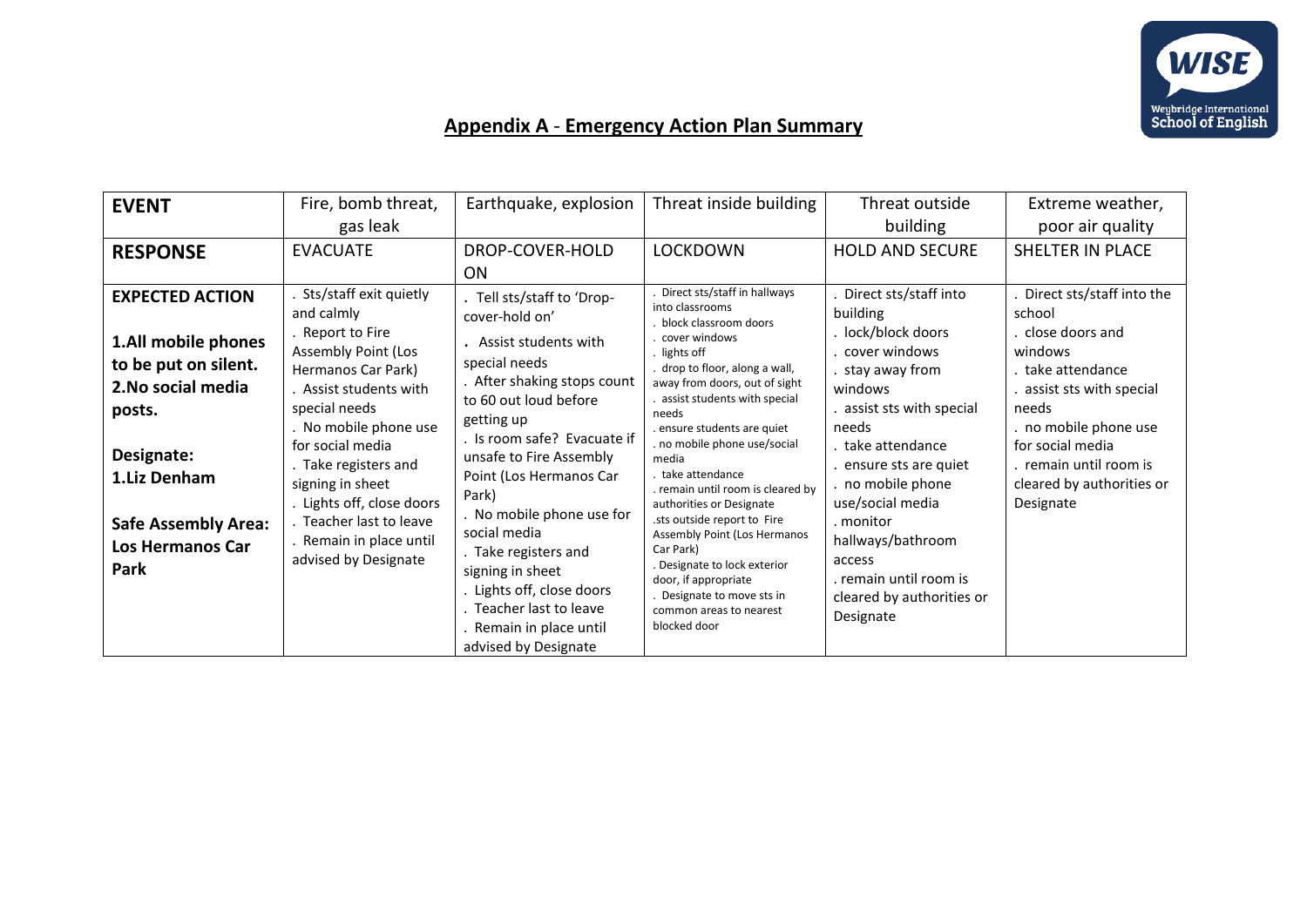## Appendix A - Emergency Action Plan Summary

| **EVENT** | Fire, bomb threat, gas leak | Earthquake, explosion | Threat inside building | Threat outside building | Extreme weather, poor air quality |
|---|---|---|---|---|---|
| **RESPONSE** | EVACUATE | DROP-COVER-HOLD ON | LOCKDOWN | HOLD AND SECURE | SHELTER IN PLACE |
| **EXPECTED ACTION**<br><br>**1.All mobile phones to be put on silent.**<br>**2.No social media posts.**<br><br>**Designate:**<br>**1.Liz Denham**<br><br>**Safe Assembly Area: Los Hermanos Car Park** | . Sts/staff exit quietly and calmly<br>. Report to Fire Assembly Point (Los Hermanos Car Park)<br>. Assist students with special needs<br>. No mobile phone use for social media<br>. Take registers and signing in sheet<br>. Lights off, close doors<br>. Teacher last to leave<br>. Remain in place until advised by Designate | . Tell sts/staff to 'Drop-cover-hold on'<br>. Assist students with special needs<br>. After shaking stops count to 60 out loud before getting up<br>. Is room safe? Evacuate if unsafe to Fire Assembly Point (Los Hermanos Car Park)<br>. No mobile phone use for social media<br>. Take registers and signing in sheet<br>. Lights off, close doors<br>. Teacher last to leave<br>. Remain in place until advised by Designate | . Direct sts/staff in hallways into classrooms<br>. block classroom doors<br>. cover windows<br>. lights off<br>. drop to floor, along a wall, away from doors, out of sight<br>. assist students with special needs<br>. ensure students are quiet<br>. no mobile phone use/social media<br>. take attendance<br>. remain until room is cleared by authorities or Designate<br>.sts outside report to Fire Assembly Point (Los Hermanos Car Park)<br>. Designate to lock exterior door, if appropriate<br>. Designate to move sts in common areas to nearest blocked door | . Direct sts/staff into building<br>. lock/block doors<br>. cover windows<br>. stay away from windows<br>. assist sts with special needs<br>. take attendance<br>. ensure sts are quiet<br>. no mobile phone use/social media<br>. monitor hallways/bathroom access<br>. remain until room is cleared by authorities or Designate | . Direct sts/staff into the school<br>. close doors and windows<br>. take attendance<br>. assist sts with special needs<br>. no mobile phone use for social media<br>. remain until room is cleared by authorities or Designate |